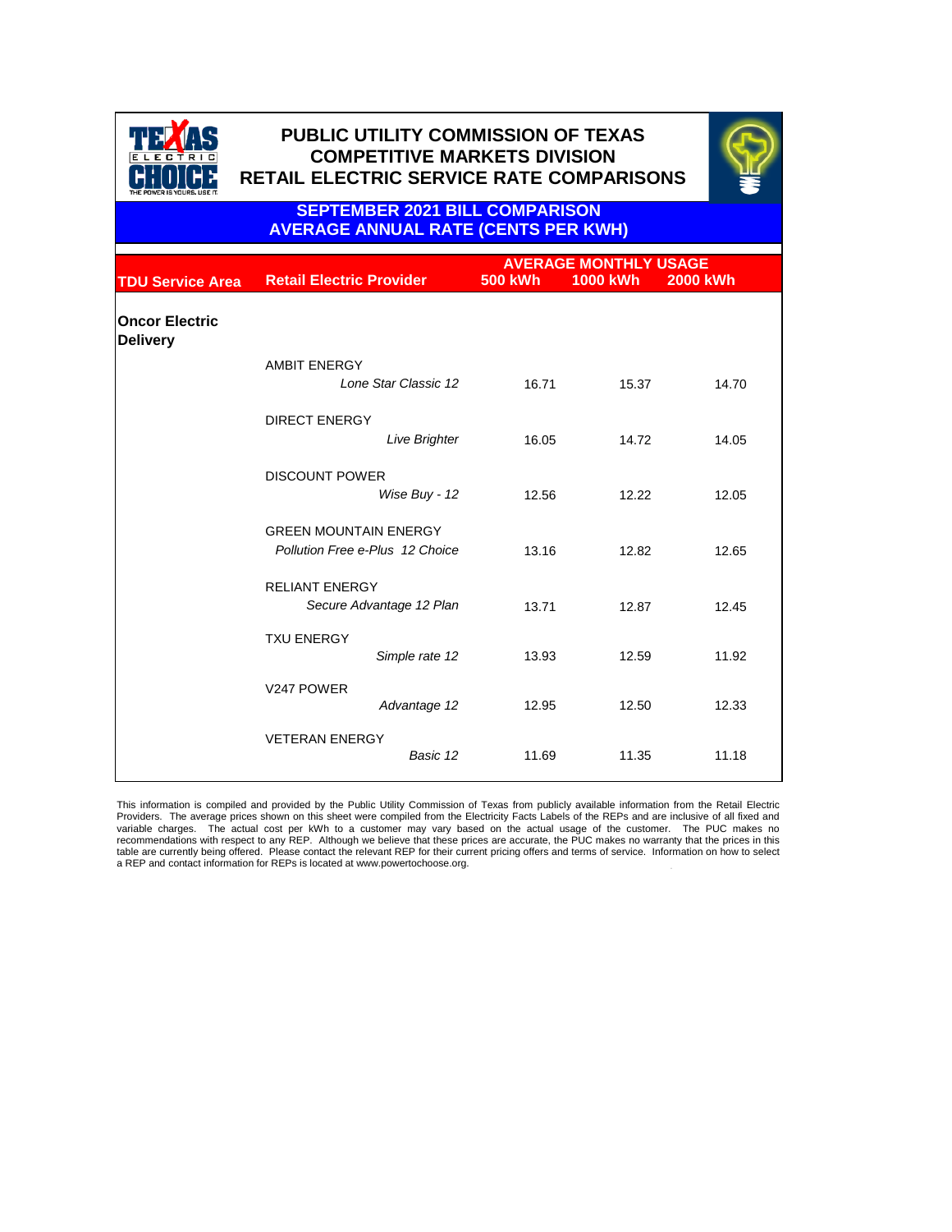# PUBLIC UTILITY COMMISSION OF TEXAS
## COMPETITIVE MARKETS DIVISION
## RETAIL ELECTRIC SERVICE RATE COMPARISONS

### SEPTEMBER 2021 BILL COMPARISON
### AVERAGE ANNUAL RATE (CENTS PER KWH)

| TDU Service Area | Retail Electric Provider | AVERAGE MONTHLY USAGE 500 kWh | 1000 kWh | 2000 kWh |
|---|---|---|---|---|
| **Oncor Electric Delivery** | | | | |
| | AMBIT ENERGY *Lone Star Classic 12* | 16.71 | 15.37 | 14.70 |
| | DIRECT ENERGY *Live Brighter* | 16.05 | 14.72 | 14.05 |
| | DISCOUNT POWER *Wise Buy - 12* | 12.56 | 12.22 | 12.05 |
| | GREEN MOUNTAIN ENERGY *Pollution Free e-Plus 12 Choice* | 13.16 | 12.82 | 12.65 |
| | RELIANT ENERGY *Secure Advantage 12 Plan* | 13.71 | 12.87 | 12.45 |
| | TXU ENERGY *Simple rate 12* | 13.93 | 12.59 | 11.92 |
| | V247 POWER *Advantage 12* | 12.95 | 12.50 | 12.33 |
| | VETERAN ENERGY *Basic 12* | 11.69 | 11.35 | 11.18 |

This information is compiled and provided by the Public Utility Commission of Texas from publicly available information from the Retail Electric Providers. The average prices shown on this sheet were compiled from the Electricity Facts Labels of the REPs and are inclusive of all fixed and variable charges. The actual cost per kWh to a customer may vary based on the actual usage of the customer. The PUC makes no recommendations with respect to any REP. Although we believe that these prices are accurate, the PUC makes no warranty that the prices in this table are currently being offered. Please contact the relevant REP for their current pricing offers and terms of service. Information on how to select a REP and contact information for REPs is located at www.powertochoose.org.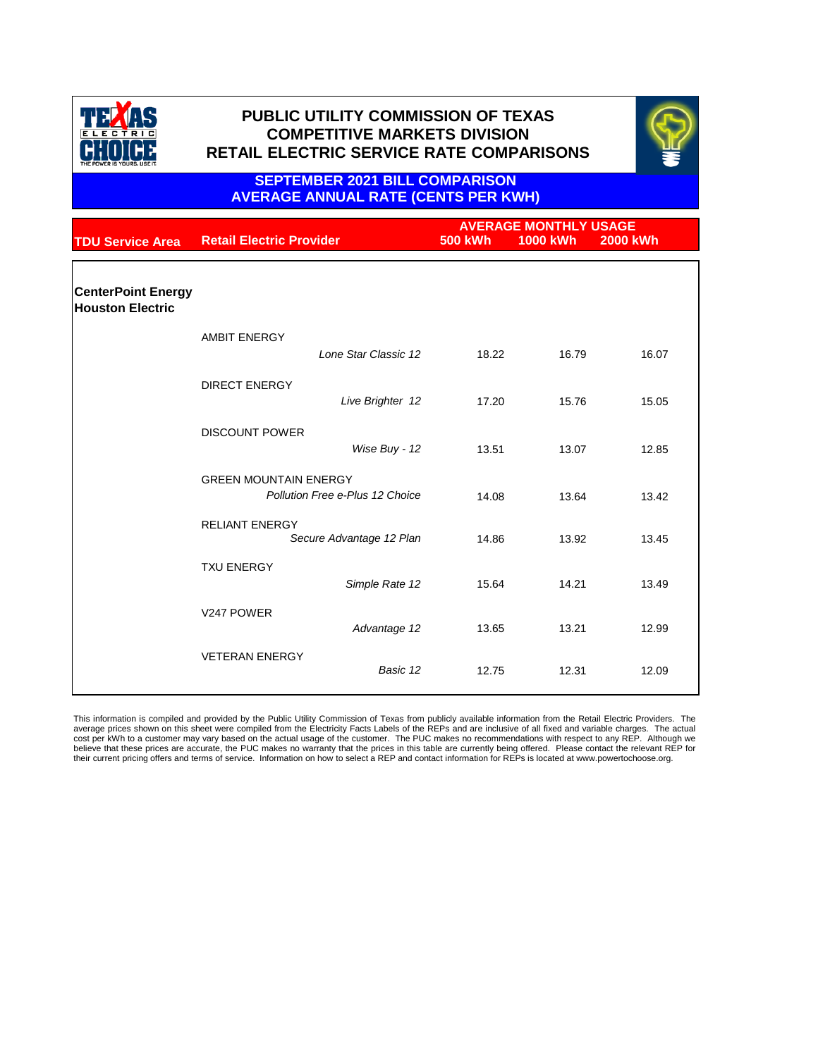# PUBLIC UTILITY COMMISSION OF TEXAS
# COMPETITIVE MARKETS DIVISION
# RETAIL ELECTRIC SERVICE RATE COMPARISONS

## SEPTEMBER 2021 BILL COMPARISON
## AVERAGE ANNUAL RATE (CENTS PER KWH)

| TDU Service Area | Retail Electric Provider | | AVERAGE MONTHLY USAGE | | |
|---|---|---|---|---|---|
| | | | 500 kWh | 1000 kWh | 2000 kWh |
| **CenterPoint Energy Houston Electric** | | | | | |
| | AMBIT ENERGY | *Lone Star Classic 12* | 18.22 | 16.79 | 16.07 |
| | DIRECT ENERGY | *Live Brighter 12* | 17.20 | 15.76 | 15.05 |
| | DISCOUNT POWER | *Wise Buy - 12* | 13.51 | 13.07 | 12.85 |
| | GREEN MOUNTAIN ENERGY | *Pollution Free e-Plus 12 Choice* | 14.08 | 13.64 | 13.42 |
| | RELIANT ENERGY | *Secure Advantage 12 Plan* | 14.86 | 13.92 | 13.45 |
| | TXU ENERGY | *Simple Rate 12* | 15.64 | 14.21 | 13.49 |
| | V247 POWER | *Advantage 12* | 13.65 | 13.21 | 12.99 |
| | VETERAN ENERGY | *Basic 12* | 12.75 | 12.31 | 12.09 |

This information is compiled and provided by the Public Utility Commission of Texas from publicly available information from the Retail Electric Providers. The average prices shown on this sheet were compiled from the Electricity Facts Labels of the REPs and are inclusive of all fixed and variable charges. The actual cost per kWh to a customer may vary based on the actual usage of the customer. The PUC makes no recommendations with respect to any REP. Although we believe that these prices are accurate, the PUC makes no warranty that the prices in this table are currently being offered. Please contact the relevant REP for their current pricing offers and terms of service. Information on how to select a REP and contact information for REPs is located at www.powertochoose.org.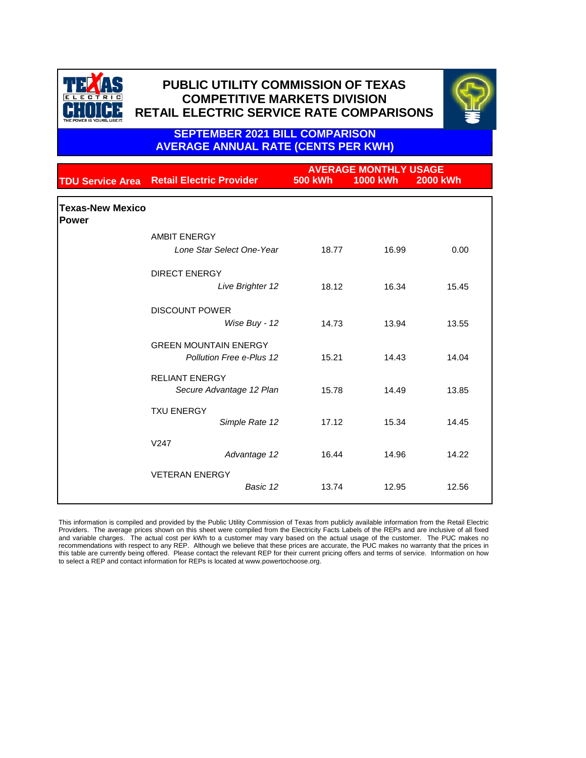# PUBLIC UTILITY COMMISSION OF TEXAS
# COMPETITIVE MARKETS DIVISION
# RETAIL ELECTRIC SERVICE RATE COMPARISONS

## SEPTEMBER 2021 BILL COMPARISON
## AVERAGE ANNUAL RATE (CENTS PER KWH)

| TDU Service Area | Retail Electric Provider | AVERAGE MONTHLY USAGE 500 kWh | 1000 kWh | 2000 kWh |
|---|---|---|---|---|
| **Texas-New Mexico Power** | | | | |
| | AMBIT ENERGY | | | |
| | *Lone Star Select One-Year* | 18.77 | 16.99 | 0.00 |
| | DIRECT ENERGY | | | |
| | *Live Brighter 12* | 18.12 | 16.34 | 15.45 |
| | DISCOUNT POWER | | | |
| | *Wise Buy - 12* | 14.73 | 13.94 | 13.55 |
| | GREEN MOUNTAIN ENERGY | | | |
| | *Pollution Free e-Plus 12* | 15.21 | 14.43 | 14.04 |
| | RELIANT ENERGY | | | |
| | *Secure Advantage 12 Plan* | 15.78 | 14.49 | 13.85 |
| | TXU ENERGY | | | |
| | *Simple Rate 12* | 17.12 | 15.34 | 14.45 |
| | V247 | | | |
| | *Advantage 12* | 16.44 | 14.96 | 14.22 |
| | VETERAN ENERGY | | | |
| | *Basic 12* | 13.74 | 12.95 | 12.56 |

This information is compiled and provided by the Public Utility Commission of Texas from publicly available information from the Retail Electric Providers. The average prices shown on this sheet were compiled from the Electricity Facts Labels of the REPs and are inclusive of all fixed and variable charges. The actual cost per kWh to a customer may vary based on the actual usage of the customer. The PUC makes no recommendations with respect to any REP. Although we believe that these prices are accurate, the PUC makes no warranty that the prices in this table are currently being offered. Please contact the relevant REP for their current pricing offers and terms of service. Information on how to select a REP and contact information for REPs is located at www.powertochoose.org.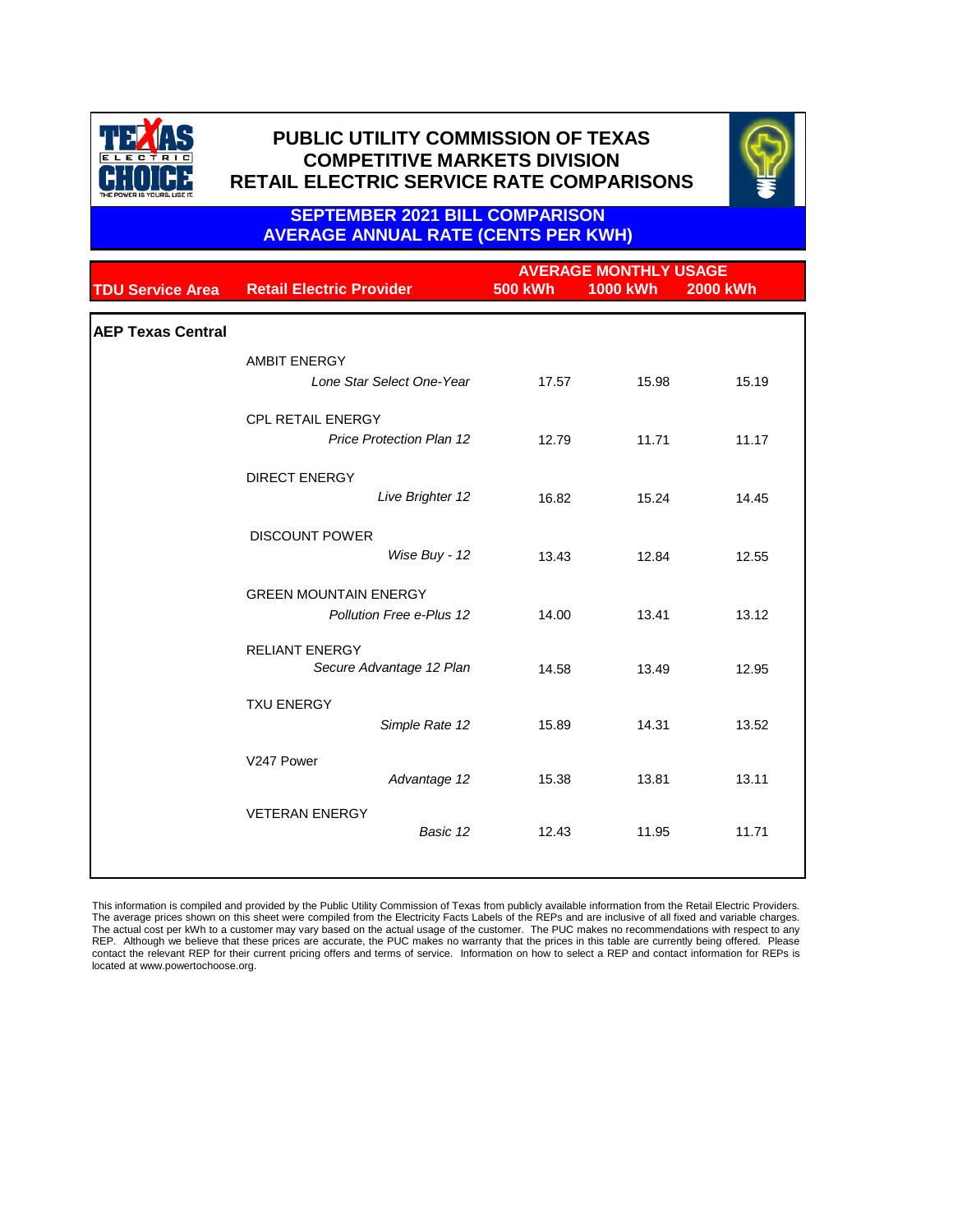# PUBLIC UTILITY COMMISSION OF TEXAS
## COMPETITIVE MARKETS DIVISION
## RETAIL ELECTRIC SERVICE RATE COMPARISONS

### SEPTEMBER 2021 BILL COMPARISON
### AVERAGE ANNUAL RATE (CENTS PER KWH)

| TDU Service Area | Retail Electric Provider | AVERAGE MONTHLY USAGE 500 kWh | 1000 kWh | 2000 kWh |
|---|---|---|---|---|
| **AEP Texas Central** | | | | |
| | AMBIT ENERGY | | | |
| | *Lone Star Select One-Year* | 17.57 | 15.98 | 15.19 |
| | CPL RETAIL ENERGY | | | |
| | *Price Protection Plan 12* | 12.79 | 11.71 | 11.17 |
| | DIRECT ENERGY | | | |
| | *Live Brighter 12* | 16.82 | 15.24 | 14.45 |
| | DISCOUNT POWER | | | |
| | *Wise Buy - 12* | 13.43 | 12.84 | 12.55 |
| | GREEN MOUNTAIN ENERGY | | | |
| | *Pollution Free e-Plus 12* | 14.00 | 13.41 | 13.12 |
| | RELIANT ENERGY | | | |
| | *Secure Advantage 12 Plan* | 14.58 | 13.49 | 12.95 |
| | TXU ENERGY | | | |
| | *Simple Rate 12* | 15.89 | 14.31 | 13.52 |
| | V247 Power | | | |
| | *Advantage 12* | 15.38 | 13.81 | 13.11 |
| | VETERAN ENERGY | | | |
| | *Basic 12* | 12.43 | 11.95 | 11.71 |

This information is compiled and provided by the Public Utility Commission of Texas from publicly available information from the Retail Electric Providers. The average prices shown on this sheet were compiled from the Electricity Facts Labels of the REPs and are inclusive of all fixed and variable charges. The actual cost per kWh to a customer may vary based on the actual usage of the customer. The PUC makes no recommendations with respect to any REP. Although we believe that these prices are accurate, the PUC makes no warranty that the prices in this table are currently being offered. Please contact the relevant REP for their current pricing offers and terms of service. Information on how to select a REP and contact information for REPs is located at www.powertochoose.org.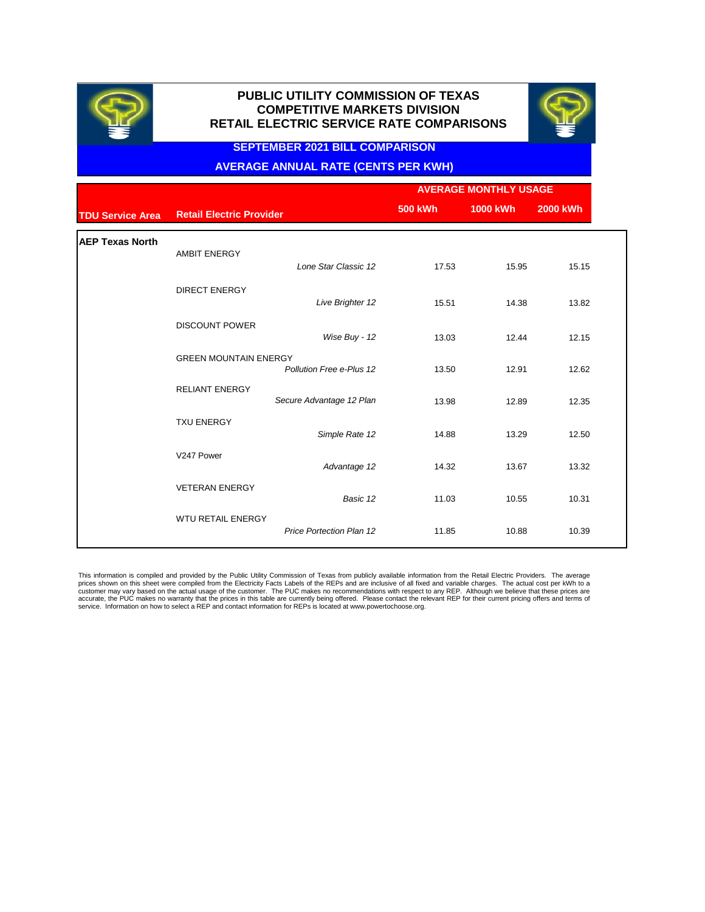# PUBLIC UTILITY COMMISSION OF TEXAS
## COMPETITIVE MARKETS DIVISION
## RETAIL ELECTRIC SERVICE RATE COMPARISONS

**SEPTEMBER 2021 BILL COMPARISON**

**AVERAGE ANNUAL RATE (CENTS PER KWH)**

| TDU Service Area | Retail Electric Provider | | AVERAGE MONTHLY USAGE 500 kWh | 1000 kWh | 2000 kWh |
|---|---|---|---|---|---|
| **AEP Texas North** | AMBIT ENERGY | *Lone Star Classic 12* | 17.53 | 15.95 | 15.15 |
| | DIRECT ENERGY | *Live Brighter 12* | 15.51 | 14.38 | 13.82 |
| | DISCOUNT POWER | *Wise Buy - 12* | 13.03 | 12.44 | 12.15 |
| | GREEN MOUNTAIN ENERGY | *Pollution Free e-Plus 12* | 13.50 | 12.91 | 12.62 |
| | RELIANT ENERGY | *Secure Advantage 12 Plan* | 13.98 | 12.89 | 12.35 |
| | TXU ENERGY | *Simple Rate 12* | 14.88 | 13.29 | 12.50 |
| | V247 Power | *Advantage 12* | 14.32 | 13.67 | 13.32 |
| | VETERAN ENERGY | *Basic 12* | 11.03 | 10.55 | 10.31 |
| | WTU RETAIL ENERGY | *Price Portection Plan 12* | 11.85 | 10.88 | 10.39 |

This information is compiled and provided by the Public Utility Commission of Texas from publicly available information from the Retail Electric Providers. The average prices shown on this sheet were compiled from the Electricity Facts Labels of the REPs and are inclusive of all fixed and variable charges. The actual cost per kWh to a customer may vary based on the actual usage of the customer. The PUC makes no recommendations with respect to any REP. Although we believe that these prices are accurate, the PUC makes no warranty that the prices in this table are currently being offered. Please contact the relevant REP for their current pricing offers and terms of service. Information on how to select a REP and contact information for REPs is located at www.powertochoose.org.